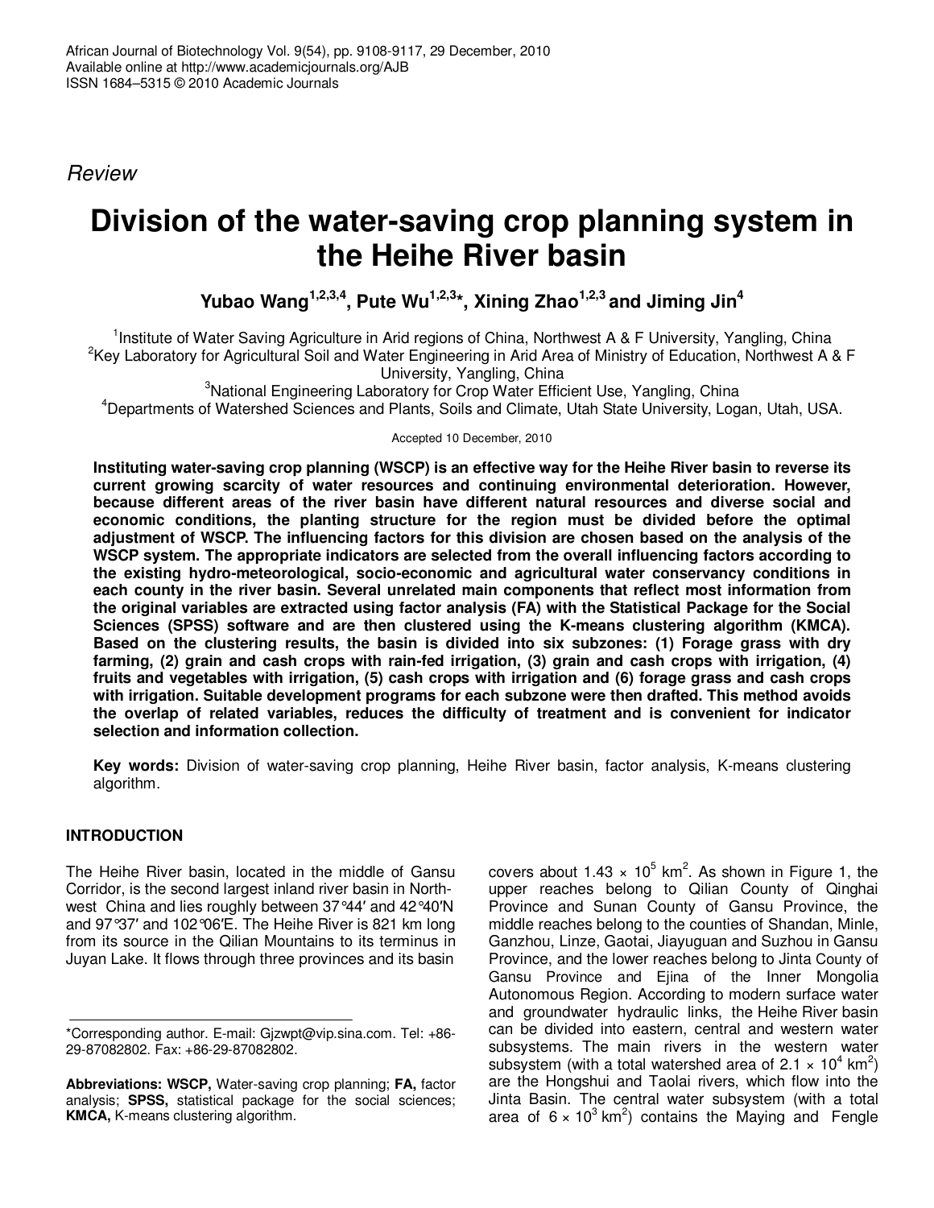African Journal of Biotechnology Vol. 9(54), pp. 9108-9117, 29 December, 2010
Available online at http://www.academicjournals.org/AJB
ISSN 1684–5315 © 2010 Academic Journals

*Review*

# Division of the water-saving crop planning system in the Heihe River basin

**Yubao Wang[1,2,3,4], Pute Wu[1,2,3]*, Xining Zhao[1,2,3] and Jiming Jin[4]**

[1]Institute of Water Saving Agriculture in Arid regions of China, Northwest A & F University, Yangling, China
[2]Key Laboratory for Agricultural Soil and Water Engineering in Arid Area of Ministry of Education, Northwest A & F University, Yangling, China
[3]National Engineering Laboratory for Crop Water Efficient Use, Yangling, China
[4]Departments of Watershed Sciences and Plants, Soils and Climate, Utah State University, Logan, Utah, USA.

Accepted 10 December, 2010

**Instituting water-saving crop planning (WSCP) is an effective way for the Heihe River basin to reverse its current growing scarcity of water resources and continuing environmental deterioration. However, because different areas of the river basin have different natural resources and diverse social and economic conditions, the planting structure for the region must be divided before the optimal adjustment of WSCP. The influencing factors for this division are chosen based on the analysis of the WSCP system. The appropriate indicators are selected from the overall influencing factors according to the existing hydro-meteorological, socio-economic and agricultural water conservancy conditions in each county in the river basin. Several unrelated main components that reflect most information from the original variables are extracted using factor analysis (FA) with the Statistical Package for the Social Sciences (SPSS) software and are then clustered using the K-means clustering algorithm (KMCA). Based on the clustering results, the basin is divided into six subzones: (1) Forage grass with dry farming, (2) grain and cash crops with rain-fed irrigation, (3) grain and cash crops with irrigation, (4) fruits and vegetables with irrigation, (5) cash crops with irrigation and (6) forage grass and cash crops with irrigation. Suitable development programs for each subzone were then drafted. This method avoids the overlap of related variables, reduces the difficulty of treatment and is convenient for indicator selection and information collection.**

**Key words:** Division of water-saving crop planning, Heihe River basin, factor analysis, K-means clustering algorithm.

## INTRODUCTION

The Heihe River basin, located in the middle of Gansu Corridor, is the second largest inland river basin in Northwest China and lies roughly between 37°44′ and 42°40′N and 97°37′ and 102°06′E. The Heihe River is 821 km long from its source in the Qilian Mountains to its terminus in Juyan Lake. It flows through three provinces and its basin covers about $1.43 \times 10^5$ km$^2$. As shown in Figure 1, the upper reaches belong to Qilian County of Qinghai Province and Sunan County of Gansu Province, the middle reaches belong to the counties of Shandan, Minle, Ganzhou, Linze, Gaotai, Jiayuguan and Suzhou in Gansu Province, and the lower reaches belong to Jinta County of Gansu Province and Ejina of the Inner Mongolia Autonomous Region. According to modern surface water and groundwater hydraulic links, the Heihe River basin can be divided into eastern, central and western water subsystems. The main rivers in the western water subsystem (with a total watershed area of $2.1 \times 10^4$ km$^2$) are the Hongshui and Taolai rivers, which flow into the Jinta Basin. The central water subsystem (with a total area of $6 \times 10^3$ km$^2$) contains the Maying and Fengle

*Corresponding author. E-mail: Gjzwpt@vip.sina.com. Tel: +86-29-87082802. Fax: +86-29-87082802.

**Abbreviations: WSCP,** Water-saving crop planning; **FA,** factor analysis; **SPSS,** statistical package for the social sciences; **KMCA,** K-means clustering algorithm.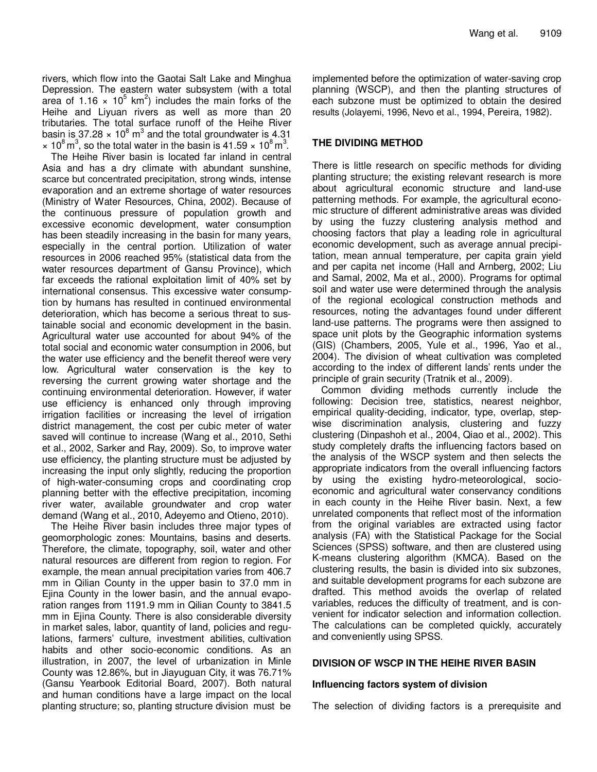rivers, which flow into the Gaotai Salt Lake and Minghua Depression. The eastern water subsystem (with a total area of $1.16 \times 10^5$ km$^2$) includes the main forks of the Heihe and Liyuan rivers as well as more than 20 tributaries. The total surface runoff of the Heihe River basin is $37.28 \times 10^8$ m$^3$ and the total groundwater is $4.31 \times 10^8$ m$^3$, so the total water in the basin is $41.59 \times 10^8$ m$^3$.

The Heihe River basin is located far inland in central Asia and has a dry climate with abundant sunshine, scarce but concentrated precipitation, strong winds, intense evaporation and an extreme shortage of water resources (Ministry of Water Resources, China, 2002). Because of the continuous pressure of population growth and excessive economic development, water consumption has been steadily increasing in the basin for many years, especially in the central portion. Utilization of water resources in 2006 reached 95% (statistical data from the water resources department of Gansu Province), which far exceeds the rational exploitation limit of 40% set by international consensus. This excessive water consumption by humans has resulted in continued environmental deterioration, which has become a serious threat to sustainable social and economic development in the basin. Agricultural water use accounted for about 94% of the total social and economic water consumption in 2006, but the water use efficiency and the benefit thereof were very low. Agricultural water conservation is the key to reversing the current growing water shortage and the continuing environmental deterioration. However, if water use efficiency is enhanced only through improving irrigation facilities or increasing the level of irrigation district management, the cost per cubic meter of water saved will continue to increase (Wang et al., 2010, Sethi et al., 2002, Sarker and Ray, 2009). So, to improve water use efficiency, the planting structure must be adjusted by increasing the input only slightly, reducing the proportion of high-water-consuming crops and coordinating crop planning better with the effective precipitation, incoming river water, available groundwater and crop water demand (Wang et al., 2010, Adeyemo and Otieno, 2010).

The Heihe River basin includes three major types of geomorphologic zones: Mountains, basins and deserts. Therefore, the climate, topography, soil, water and other natural resources are different from region to region. For example, the mean annual precipitation varies from 406.7 mm in Qilian County in the upper basin to 37.0 mm in Ejina County in the lower basin, and the annual evaporation ranges from 1191.9 mm in Qilian County to 3841.5 mm in Ejina County. There is also considerable diversity in market sales, labor, quantity of land, policies and regulations, farmers' culture, investment abilities, cultivation habits and other socio-economic conditions. As an illustration, in 2007, the level of urbanization in Minle County was 12.86%, but in Jiayuguan City, it was 76.71% (Gansu Yearbook Editorial Board, 2007). Both natural and human conditions have a large impact on the local planting structure; so, planting structure division must be implemented before the optimization of water-saving crop planning (WSCP), and then the planting structures of each subzone must be optimized to obtain the desired results (Jolayemi, 1996, Nevo et al., 1994, Pereira, 1982).

## THE DIVIDING METHOD

There is little research on specific methods for dividing planting structure; the existing relevant research is more about agricultural economic structure and land-use patterning methods. For example, the agricultural economic structure of different administrative areas was divided by using the fuzzy clustering analysis method and choosing factors that play a leading role in agricultural economic development, such as average annual precipitation, mean annual temperature, per capita grain yield and per capita net income (Hall and Arnberg, 2002; Liu and Samal, 2002, Ma et al., 2000). Programs for optimal soil and water use were determined through the analysis of the regional ecological construction methods and resources, noting the advantages found under different land-use patterns. The programs were then assigned to space unit plots by the Geographic information systems (GIS) (Chambers, 2005, Yule et al., 1996, Yao et al., 2004). The division of wheat cultivation was completed according to the index of different lands' rents under the principle of grain security (Tratnik et al., 2009).

Common dividing methods currently include the following: Decision tree, statistics, nearest neighbor, empirical quality-deciding, indicator, type, overlap, stepwise discrimination analysis, clustering and fuzzy clustering (Dinpashoh et al., 2004, Qiao et al., 2002). This study completely drafts the influencing factors based on the analysis of the WSCP system and then selects the appropriate indicators from the overall influencing factors by using the existing hydro-meteorological, socio-economic and agricultural water conservancy conditions in each county in the Heihe River basin. Next, a few unrelated components that reflect most of the information from the original variables are extracted using factor analysis (FA) with the Statistical Package for the Social Sciences (SPSS) software, and then are clustered using K-means clustering algorithm (KMCA). Based on the clustering results, the basin is divided into six subzones, and suitable development programs for each subzone are drafted. This method avoids the overlap of related variables, reduces the difficulty of treatment, and is convenient for indicator selection and information collection. The calculations can be completed quickly, accurately and conveniently using SPSS.

## DIVISION OF WSCP IN THE HEIHE RIVER BASIN

### Influencing factors system of division

The selection of dividing factors is a prerequisite and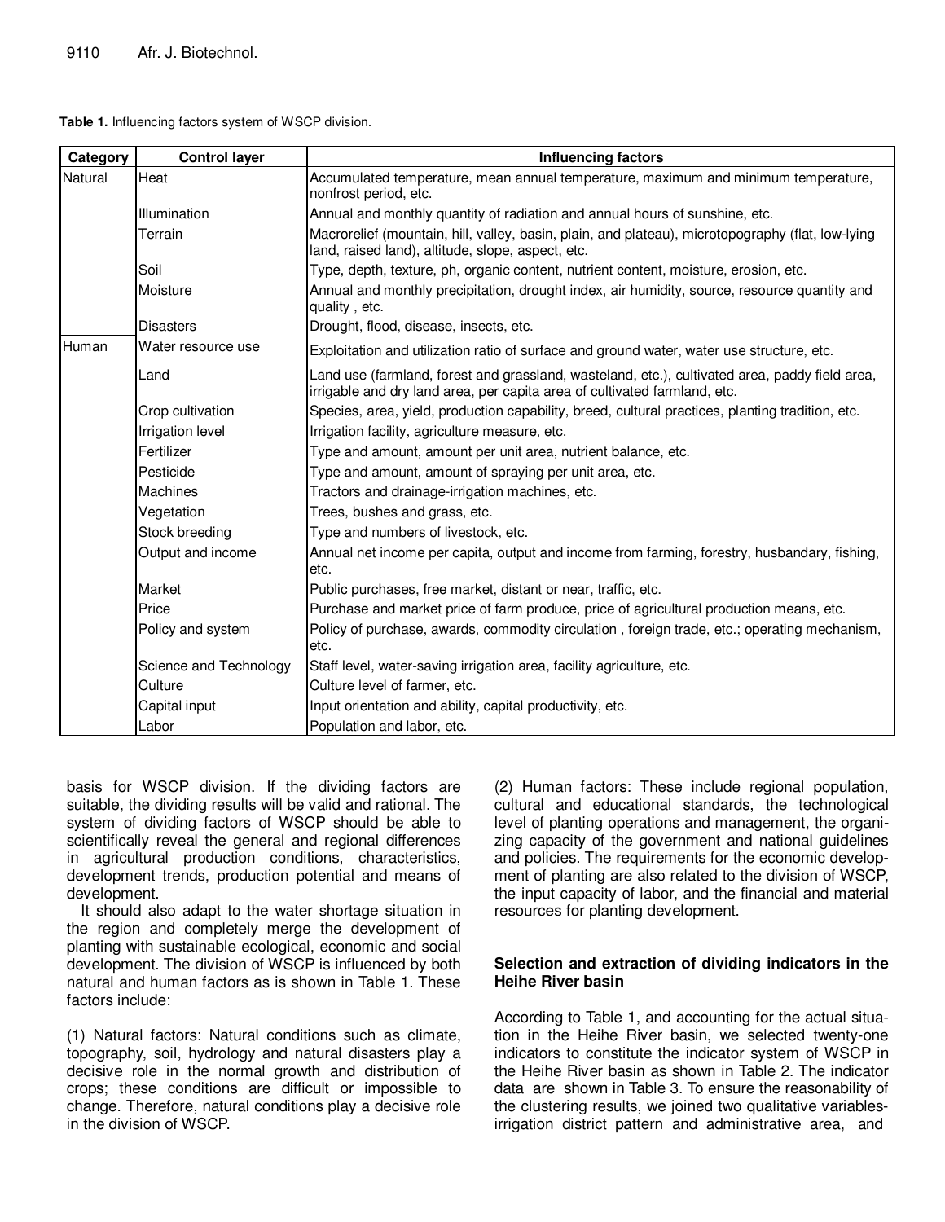**Table 1.** Influencing factors system of WSCP division.

| Category | Control layer | Influencing factors |
|---|---|---|
| Natural | Heat | Accumulated temperature, mean annual temperature, maximum and minimum temperature, nonfrost period, etc. |
| | Illumination | Annual and monthly quantity of radiation and annual hours of sunshine, etc. |
| | Terrain | Macrorelief (mountain, hill, valley, basin, plain, and plateau), microtopography (flat, low-lying land, raised land), altitude, slope, aspect, etc. |
| | Soil | Type, depth, texture, ph, organic content, nutrient content, moisture, erosion, etc. |
| | Moisture | Annual and monthly precipitation, drought index, air humidity, source, resource quantity and quality , etc. |
| | Disasters | Drought, flood, disease, insects, etc. |
| Human | Water resource use | Exploitation and utilization ratio of surface and ground water, water use structure, etc. |
| | Land | Land use (farmland, forest and grassland, wasteland, etc.), cultivated area, paddy field area, irrigable and dry land area, per capita area of cultivated farmland, etc. |
| | Crop cultivation | Species, area, yield, production capability, breed, cultural practices, planting tradition, etc. |
| | Irrigation level | Irrigation facility, agriculture measure, etc. |
| | Fertilizer | Type and amount, amount per unit area, nutrient balance, etc. |
| | Pesticide | Type and amount, amount of spraying per unit area, etc. |
| | Machines | Tractors and drainage-irrigation machines, etc. |
| | Vegetation | Trees, bushes and grass, etc. |
| | Stock breeding | Type and numbers of livestock, etc. |
| | Output and income | Annual net income per capita, output and income from farming, forestry, husbandary, fishing, etc. |
| | Market | Public purchases, free market, distant or near, traffic, etc. |
| | Price | Purchase and market price of farm produce, price of agricultural production means, etc. |
| | Policy and system | Policy of purchase, awards, commodity circulation , foreign trade, etc.; operating mechanism, etc. |
| | Science and Technology | Staff level, water-saving irrigation area, facility agriculture, etc. |
| | Culture | Culture level of farmer, etc. |
| | Capital input | Input orientation and ability, capital productivity, etc. |
| | Labor | Population and labor, etc. |

basis for WSCP division. If the dividing factors are suitable, the dividing results will be valid and rational. The system of dividing factors of WSCP should be able to scientifically reveal the general and regional differences in agricultural production conditions, characteristics, development trends, production potential and means of development.

It should also adapt to the water shortage situation in the region and completely merge the development of planting with sustainable ecological, economic and social development. The division of WSCP is influenced by both natural and human factors as is shown in Table 1. These factors include:

(1) Natural factors: Natural conditions such as climate, topography, soil, hydrology and natural disasters play a decisive role in the normal growth and distribution of crops; these conditions are difficult or impossible to change. Therefore, natural conditions play a decisive role in the division of WSCP.

(2) Human factors: These include regional population, cultural and educational standards, the technological level of planting operations and management, the organizing capacity of the government and national guidelines and policies. The requirements for the economic development of planting are also related to the division of WSCP, the input capacity of labor, and the financial and material resources for planting development.

### Selection and extraction of dividing indicators in the Heihe River basin

According to Table 1, and accounting for the actual situation in the Heihe River basin, we selected twenty-one indicators to constitute the indicator system of WSCP in the Heihe River basin as shown in Table 2. The indicator data are shown in Table 3. To ensure the reasonability of the clustering results, we joined two qualitative variables-irrigation district pattern and administrative area, and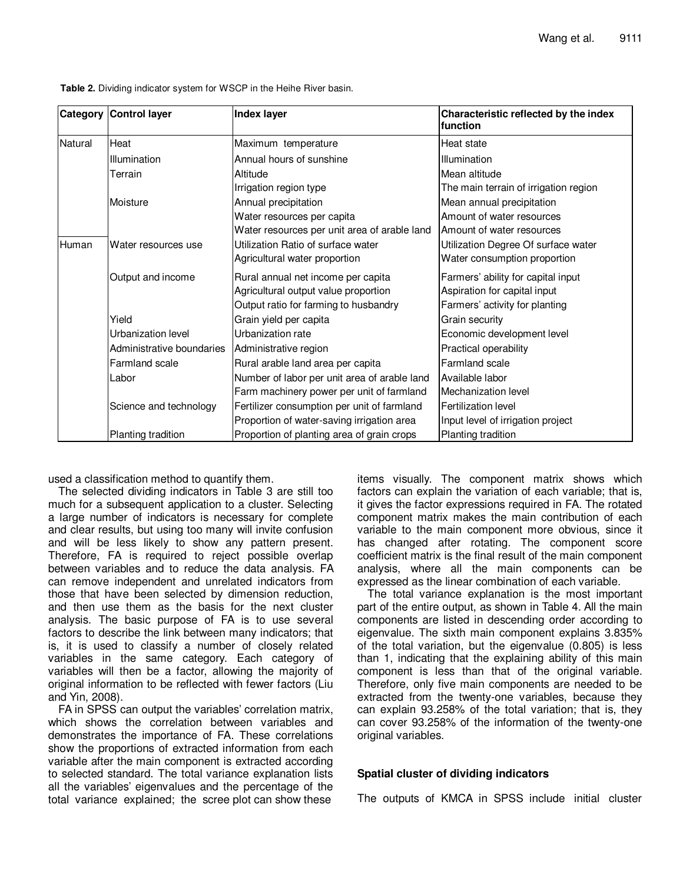**Table 2.** Dividing indicator system for WSCP in the Heihe River basin.

| Category | Control layer | Index layer | Characteristic reflected by the index function |
|---|---|---|---|
| Natural | Heat | Maximum temperature | Heat state |
| | Illumination | Annual hours of sunshine | Illumination |
| | Terrain | Altitude | Mean altitude |
| | | Irrigation region type | The main terrain of irrigation region |
| | Moisture | Annual precipitation | Mean annual precipitation |
| | | Water resources per capita | Amount of water resources |
| | | Water resources per unit area of arable land | Amount of water resources |
| Human | Water resources use | Utilization Ratio of surface water | Utilization Degree Of surface water |
| | | Agricultural water proportion | Water consumption proportion |
| | Output and income | Rural annual net income per capita | Farmers' ability for capital input |
| | | Agricultural output value proportion | Aspiration for capital input |
| | | Output ratio for farming to husbandry | Farmers' activity for planting |
| | Yield | Grain yield per capita | Grain security |
| | Urbanization level | Urbanization rate | Economic development level |
| | Administrative boundaries | Administrative region | Practical operability |
| | Farmland scale | Rural arable land area per capita | Farmland scale |
| | Labor | Number of labor per unit area of arable land | Available labor |
| | | Farm machinery power per unit of farmland | Mechanization level |
| | Science and technology | Fertilizer consumption per unit of farmland | Fertilization level |
| | | Proportion of water-saving irrigation area | Input level of irrigation project |
| | Planting tradition | Proportion of planting area of grain crops | Planting tradition |

used a classification method to quantify them.

The selected dividing indicators in Table 3 are still too much for a subsequent application to a cluster. Selecting a large number of indicators is necessary for complete and clear results, but using too many will invite confusion and will be less likely to show any pattern present. Therefore, FA is required to reject possible overlap between variables and to reduce the data analysis. FA can remove independent and unrelated indicators from those that have been selected by dimension reduction, and then use them as the basis for the next cluster analysis. The basic purpose of FA is to use several factors to describe the link between many indicators; that is, it is used to classify a number of closely related variables in the same category. Each category of variables will then be a factor, allowing the majority of original information to be reflected with fewer factors (Liu and Yin, 2008).

FA in SPSS can output the variables' correlation matrix, which shows the correlation between variables and demonstrates the importance of FA. These correlations show the proportions of extracted information from each variable after the main component is extracted according to selected standard. The total variance explanation lists all the variables' eigenvalues and the percentage of the total variance explained; the scree plot can show these items visually. The component matrix shows which factors can explain the variation of each variable; that is, it gives the factor expressions required in FA. The rotated component matrix makes the main contribution of each variable to the main component more obvious, since it has changed after rotating. The component score coefficient matrix is the final result of the main component analysis, where all the main components can be expressed as the linear combination of each variable.

The total variance explanation is the most important part of the entire output, as shown in Table 4. All the main components are listed in descending order according to eigenvalue. The sixth main component explains 3.835% of the total variation, but the eigenvalue (0.805) is less than 1, indicating that the explaining ability of this main component is less than that of the original variable. Therefore, only five main components are needed to be extracted from the twenty-one variables, because they can explain 93.258% of the total variation; that is, they can cover 93.258% of the information of the twenty-one original variables.

## Spatial cluster of dividing indicators

The outputs of KMCA in SPSS include initial cluster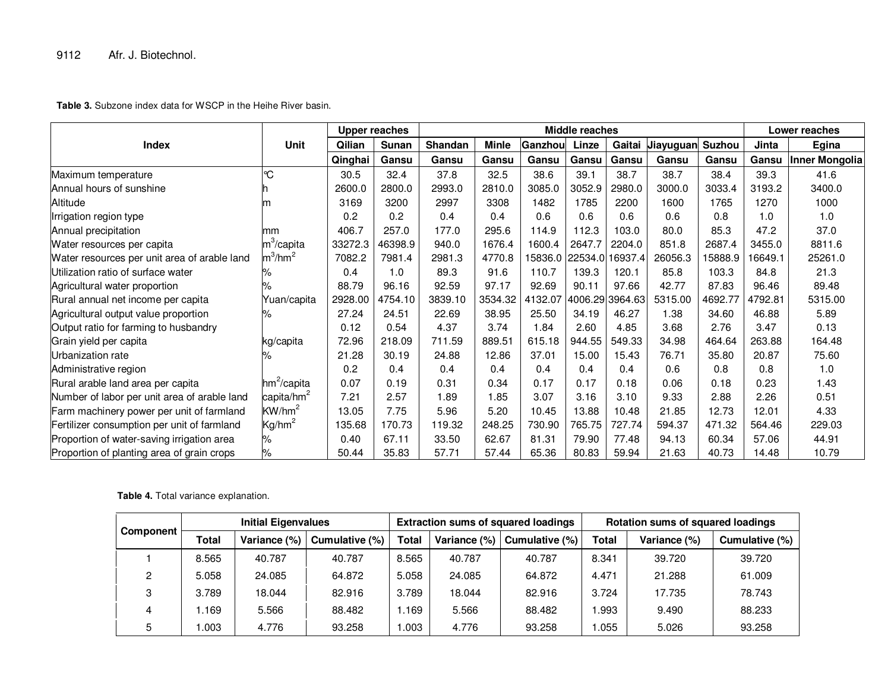**Table 3.** Subzone index data for WSCP in the Heihe River basin.

| Index | Unit | Upper reaches | | Middle reaches | | | | | | | Lower reaches | |
|---|---|---|---|---|---|---|---|---|---|---|---|---|
| | | Qilian | Sunan | Shandan | Minle | Ganzhou | Linze | Gaitai | Jiayuguan | Suzhou | Jinta | Egina |
| | | Qinghai | Gansu | Gansu | Gansu | Gansu | Gansu | Gansu | Gansu | Gansu | Gansu | Inner Mongolia |
| Maximum temperature | ℃ | 30.5 | 32.4 | 37.8 | 32.5 | 38.6 | 39.1 | 38.7 | 38.7 | 38.4 | 39.3 | 41.6 |
| Annual hours of sunshine | h | 2600.0 | 2800.0 | 2993.0 | 2810.0 | 3085.0 | 3052.9 | 2980.0 | 3000.0 | 3033.4 | 3193.2 | 3400.0 |
| Altitude | m | 3169 | 3200 | 2997 | 3308 | 1482 | 1785 | 2200 | 1600 | 1765 | 1270 | 1000 |
| Irrigation region type | | 0.2 | 0.2 | 0.4 | 0.4 | 0.6 | 0.6 | 0.6 | 0.6 | 0.8 | 1.0 | 1.0 |
| Annual precipitation | mm | 406.7 | 257.0 | 177.0 | 295.6 | 114.9 | 112.3 | 103.0 | 80.0 | 85.3 | 47.2 | 37.0 |
| Water resources per capita | $m^3$/capita | 33272.3 | 46398.9 | 940.0 | 1676.4 | 1600.4 | 2647.7 | 2204.0 | 851.8 | 2687.4 | 3455.0 | 8811.6 |
| Water resources per unit area of arable land | $m^3/hm^2$ | 7082.2 | 7981.4 | 2981.3 | 4770.8 | 15836.0 | 22534.0 | 16937.4 | 26056.3 | 15888.9 | 16649.1 | 25261.0 |
| Utilization ratio of surface water | % | 0.4 | 1.0 | 89.3 | 91.6 | 110.7 | 139.3 | 120.1 | 85.8 | 103.3 | 84.8 | 21.3 |
| Agricultural water proportion | % | 88.79 | 96.16 | 92.59 | 97.17 | 92.69 | 90.11 | 97.66 | 42.77 | 87.83 | 96.46 | 89.48 |
| Rural annual net income per capita | Yuan/capita | 2928.00 | 4754.10 | 3839.10 | 3534.32 | 4132.07 | 4006.29 | 3964.63 | 5315.00 | 4692.77 | 4792.81 | 5315.00 |
| Agricultural output value proportion | % | 27.24 | 24.51 | 22.69 | 38.95 | 25.50 | 34.19 | 46.27 | 1.38 | 34.60 | 46.88 | 5.89 |
| Output ratio for farming to husbandry | | 0.12 | 0.54 | 4.37 | 3.74 | 1.84 | 2.60 | 4.85 | 3.68 | 2.76 | 3.47 | 0.13 |
| Grain yield per capita | kg/capita | 72.96 | 218.09 | 711.59 | 889.51 | 615.18 | 944.55 | 549.33 | 34.98 | 464.64 | 263.88 | 164.48 |
| Urbanization rate | % | 21.28 | 30.19 | 24.88 | 12.86 | 37.01 | 15.00 | 15.43 | 76.71 | 35.80 | 20.87 | 75.60 |
| Administrative region | | 0.2 | 0.4 | 0.4 | 0.4 | 0.4 | 0.4 | 0.4 | 0.6 | 0.8 | 0.8 | 1.0 |
| Rural arable land area per capita | $hm^2$/capita | 0.07 | 0.19 | 0.31 | 0.34 | 0.17 | 0.17 | 0.18 | 0.06 | 0.18 | 0.23 | 1.43 |
| Number of labor per unit area of arable land | capita/$hm^2$ | 7.21 | 2.57 | 1.89 | 1.85 | 3.07 | 3.16 | 3.10 | 9.33 | 2.88 | 2.26 | 0.51 |
| Farm machinery power per unit of farmland | $KW/hm^2$ | 13.05 | 7.75 | 5.96 | 5.20 | 10.45 | 13.88 | 10.48 | 21.85 | 12.73 | 12.01 | 4.33 |
| Fertilizer consumption per unit of farmland | $Kg/hm^2$ | 135.68 | 170.73 | 119.32 | 248.25 | 730.90 | 765.75 | 727.74 | 594.37 | 471.32 | 564.46 | 229.03 |
| Proportion of water-saving irrigation area | % | 0.40 | 67.11 | 33.50 | 62.67 | 81.31 | 79.90 | 77.48 | 94.13 | 60.34 | 57.06 | 44.91 |
| Proportion of planting area of grain crops | % | 50.44 | 35.83 | 57.71 | 57.44 | 65.36 | 80.83 | 59.94 | 21.63 | 40.73 | 14.48 | 10.79 |

**Table 4.** Total variance explanation.

| Component | Initial Eigenvalues | | | Extraction sums of squared loadings | | | Rotation sums of squared loadings | | |
|---|---|---|---|---|---|---|---|---|---|
| | Total | Variance (%) | Cumulative (%) | Total | Variance (%) | Cumulative (%) | Total | Variance (%) | Cumulative (%) |
| 1 | 8.565 | 40.787 | 40.787 | 8.565 | 40.787 | 40.787 | 8.341 | 39.720 | 39.720 |
| 2 | 5.058 | 24.085 | 64.872 | 5.058 | 24.085 | 64.872 | 4.471 | 21.288 | 61.009 |
| 3 | 3.789 | 18.044 | 82.916 | 3.789 | 18.044 | 82.916 | 3.724 | 17.735 | 78.743 |
| 4 | 1.169 | 5.566 | 88.482 | 1.169 | 5.566 | 88.482 | 1.993 | 9.490 | 88.233 |
| 5 | 1.003 | 4.776 | 93.258 | 1.003 | 4.776 | 93.258 | 1.055 | 5.026 | 93.258 |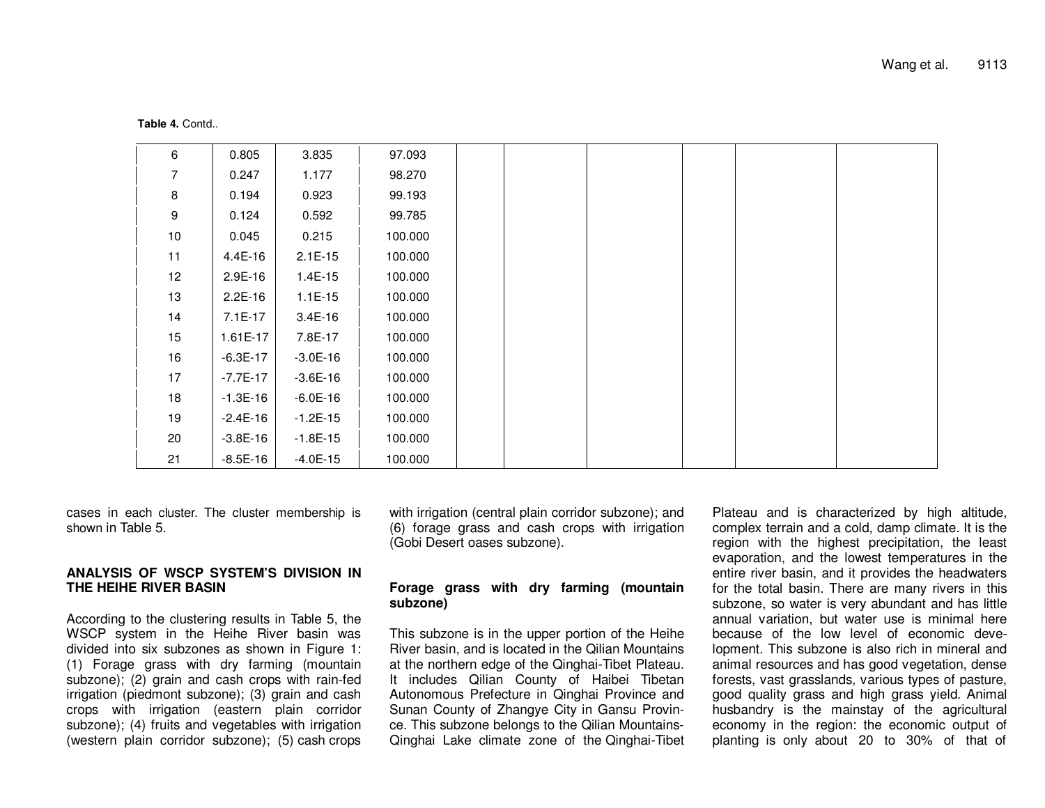**Table 4.** Contd..

| | | | | | | | | | |
|---|---|---|---|---|---|---|---|---|---|
| 6 | 0.805 | 3.835 | 97.093 | | | | | | |
| 7 | 0.247 | 1.177 | 98.270 | | | | | | |
| 8 | 0.194 | 0.923 | 99.193 | | | | | | |
| 9 | 0.124 | 0.592 | 99.785 | | | | | | |
| 10 | 0.045 | 0.215 | 100.000 | | | | | | |
| 11 | 4.4E-16 | 2.1E-15 | 100.000 | | | | | | |
| 12 | 2.9E-16 | 1.4E-15 | 100.000 | | | | | | |
| 13 | 2.2E-16 | 1.1E-15 | 100.000 | | | | | | |
| 14 | 7.1E-17 | 3.4E-16 | 100.000 | | | | | | |
| 15 | 1.61E-17 | 7.8E-17 | 100.000 | | | | | | |
| 16 | -6.3E-17 | -3.0E-16 | 100.000 | | | | | | |
| 17 | -7.7E-17 | -3.6E-16 | 100.000 | | | | | | |
| 18 | -1.3E-16 | -6.0E-16 | 100.000 | | | | | | |
| 19 | -2.4E-16 | -1.2E-15 | 100.000 | | | | | | |
| 20 | -3.8E-16 | -1.8E-15 | 100.000 | | | | | | |
| 21 | -8.5E-16 | -4.0E-15 | 100.000 | | | | | | |

cases in each cluster. The cluster membership is shown in Table 5.

## ANALYSIS OF WSCP SYSTEM'S DIVISION IN THE HEIHE RIVER BASIN

According to the clustering results in Table 5, the WSCP system in the Heihe River basin was divided into six subzones as shown in Figure 1: (1) Forage grass with dry farming (mountain subzone); (2) grain and cash crops with rain-fed irrigation (piedmont subzone); (3) grain and cash crops with irrigation (eastern plain corridor subzone); (4) fruits and vegetables with irrigation (western plain corridor subzone); (5) cash crops with irrigation (central plain corridor subzone); and (6) forage grass and cash crops with irrigation (Gobi Desert oases subzone).

### Forage grass with dry farming (mountain subzone)

This subzone is in the upper portion of the Heihe River basin, and is located in the Qilian Mountains at the northern edge of the Qinghai-Tibet Plateau. It includes Qilian County of Haibei Tibetan Autonomous Prefecture in Qinghai Province and Sunan County of Zhangye City in Gansu Province. This subzone belongs to the Qilian Mountains-Qinghai Lake climate zone of the Qinghai-Tibet Plateau and is characterized by high altitude, complex terrain and a cold, damp climate. It is the region with the highest precipitation, the least evaporation, and the lowest temperatures in the entire river basin, and it provides the headwaters for the total basin. There are many rivers in this subzone, so water is very abundant and has little annual variation, but water use is minimal here because of the low level of economic development. This subzone is also rich in mineral and animal resources and has good vegetation, dense forests, vast grasslands, various types of pasture, good quality grass and high grass yield. Animal husbandry is the mainstay of the agricultural economy in the region: the economic output of planting is only about 20 to 30% of that of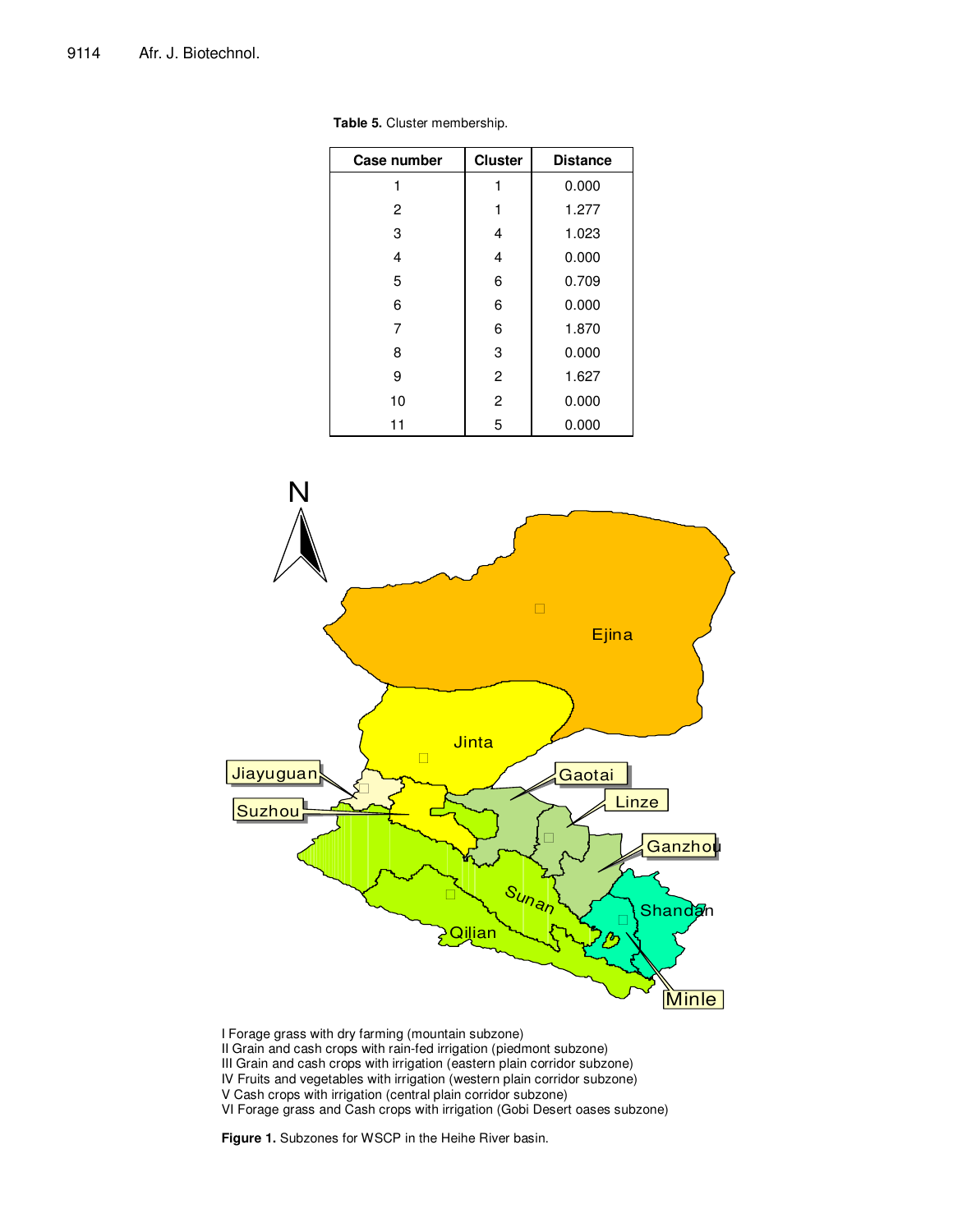**Table 5.** Cluster membership.

| Case number | Cluster | Distance |
|---|---|---|
| 1 | 1 | 0.000 |
| 2 | 1 | 1.277 |
| 3 | 4 | 1.023 |
| 4 | 4 | 0.000 |
| 5 | 6 | 0.709 |
| 6 | 6 | 0.000 |
| 7 | 6 | 1.870 |
| 8 | 3 | 0.000 |
| 9 | 2 | 1.627 |
| 10 | 2 | 0.000 |
| 11 | 5 | 0.000 |

I Forage grass with dry farming (mountain subzone)
II Grain and cash crops with rain-fed irrigation (piedmont subzone)
III Grain and cash crops with irrigation (eastern plain corridor subzone)
IV Fruits and vegetables with irrigation (western plain corridor subzone)
V Cash crops with irrigation (central plain corridor subzone)
VI Forage grass and Cash crops with irrigation (Gobi Desert oases subzone)

**Figure 1.** Subzones for WSCP in the Heihe River basin.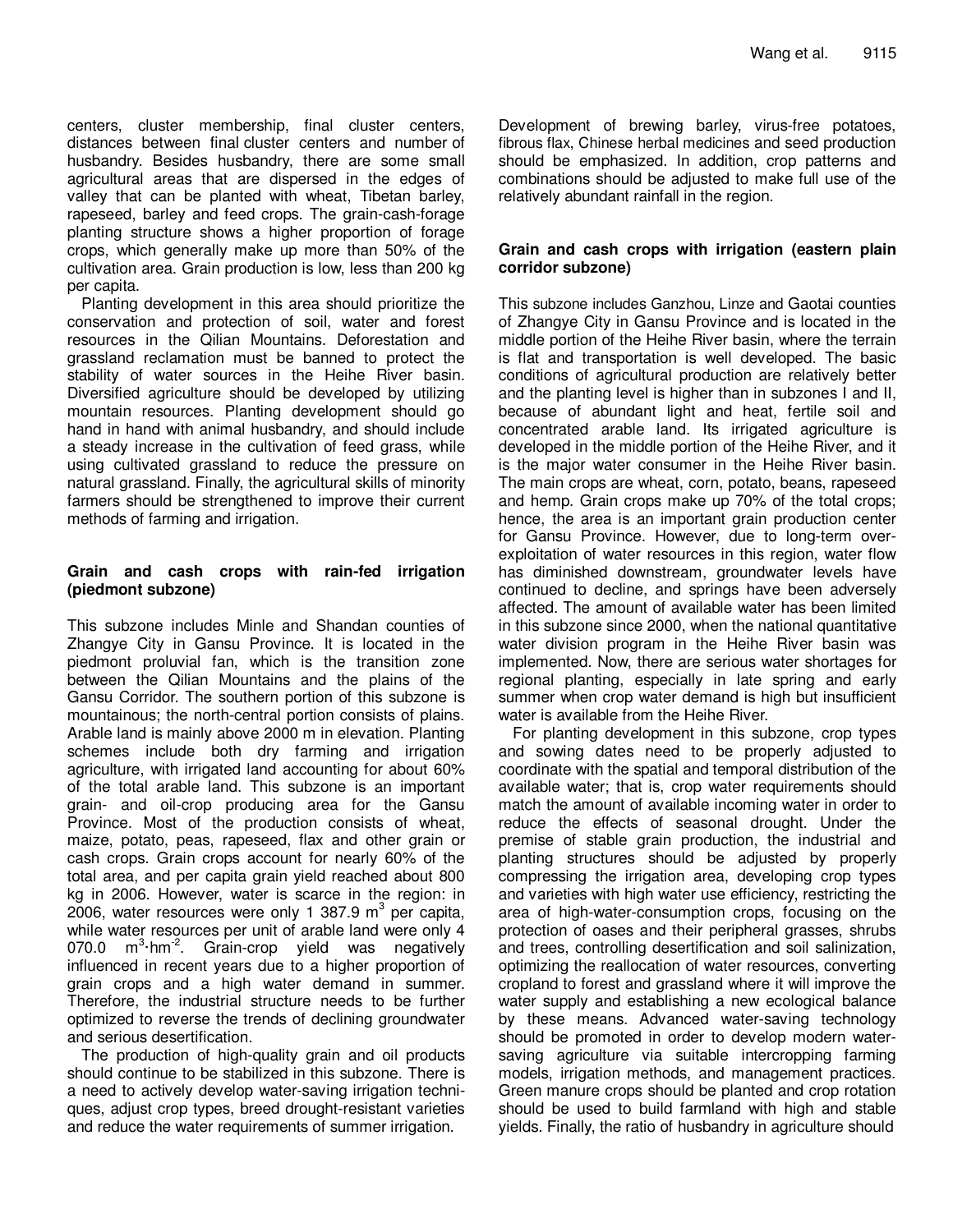centers, cluster membership, final cluster centers, distances between final cluster centers and number of husbandry. Besides husbandry, there are some small agricultural areas that are dispersed in the edges of valley that can be planted with wheat, Tibetan barley, rapeseed, barley and feed crops. The grain-cash-forage planting structure shows a higher proportion of forage crops, which generally make up more than 50% of the cultivation area. Grain production is low, less than 200 kg per capita.

Planting development in this area should prioritize the conservation and protection of soil, water and forest resources in the Qilian Mountains. Deforestation and grassland reclamation must be banned to protect the stability of water sources in the Heihe River basin. Diversified agriculture should be developed by utilizing mountain resources. Planting development should go hand in hand with animal husbandry, and should include a steady increase in the cultivation of feed grass, while using cultivated grassland to reduce the pressure on natural grassland. Finally, the agricultural skills of minority farmers should be strengthened to improve their current methods of farming and irrigation.

#### Grain and cash crops with rain-fed irrigation (piedmont subzone)

This subzone includes Minle and Shandan counties of Zhangye City in Gansu Province. It is located in the piedmont proluvial fan, which is the transition zone between the Qilian Mountains and the plains of the Gansu Corridor. The southern portion of this subzone is mountainous; the north-central portion consists of plains. Arable land is mainly above 2000 m in elevation. Planting schemes include both dry farming and irrigation agriculture, with irrigated land accounting for about 60% of the total arable land. This subzone is an important grain- and oil-crop producing area for the Gansu Province. Most of the production consists of wheat, maize, potato, peas, rapeseed, flax and other grain or cash crops. Grain crops account for nearly 60% of the total area, and per capita grain yield reached about 800 kg in 2006. However, water is scarce in the region: in 2006, water resources were only 1 387.9 $m^3$ per capita, while water resources per unit of arable land were only 4 070.0 $m^3 \cdot hm^{-2}$. Grain-crop yield was negatively influenced in recent years due to a higher proportion of grain crops and a high water demand in summer. Therefore, the industrial structure needs to be further optimized to reverse the trends of declining groundwater and serious desertification.

The production of high-quality grain and oil products should continue to be stabilized in this subzone. There is a need to actively develop water-saving irrigation techniques, adjust crop types, breed drought-resistant varieties and reduce the water requirements of summer irrigation. Development of brewing barley, virus-free potatoes, fibrous flax, Chinese herbal medicines and seed production should be emphasized. In addition, crop patterns and combinations should be adjusted to make full use of the relatively abundant rainfall in the region.

#### Grain and cash crops with irrigation (eastern plain corridor subzone)

This subzone includes Ganzhou, Linze and Gaotai counties of Zhangye City in Gansu Province and is located in the middle portion of the Heihe River basin, where the terrain is flat and transportation is well developed. The basic conditions of agricultural production are relatively better and the planting level is higher than in subzones I and II, because of abundant light and heat, fertile soil and concentrated arable land. Its irrigated agriculture is developed in the middle portion of the Heihe River, and it is the major water consumer in the Heihe River basin. The main crops are wheat, corn, potato, beans, rapeseed and hemp. Grain crops make up 70% of the total crops; hence, the area is an important grain production center for Gansu Province. However, due to long-term over-exploitation of water resources in this region, water flow has diminished downstream, groundwater levels have continued to decline, and springs have been adversely affected. The amount of available water has been limited in this subzone since 2000, when the national quantitative water division program in the Heihe River basin was implemented. Now, there are serious water shortages for regional planting, especially in late spring and early summer when crop water demand is high but insufficient water is available from the Heihe River.

For planting development in this subzone, crop types and sowing dates need to be properly adjusted to coordinate with the spatial and temporal distribution of the available water; that is, crop water requirements should match the amount of available incoming water in order to reduce the effects of seasonal drought. Under the premise of stable grain production, the industrial and planting structures should be adjusted by properly compressing the irrigation area, developing crop types and varieties with high water use efficiency, restricting the area of high-water-consumption crops, focusing on the protection of oases and their peripheral grasses, shrubs and trees, controlling desertification and soil salinization, optimizing the reallocation of water resources, converting cropland to forest and grassland where it will improve the water supply and establishing a new ecological balance by these means. Advanced water-saving technology should be promoted in order to develop modern water-saving agriculture via suitable intercropping farming models, irrigation methods, and management practices. Green manure crops should be planted and crop rotation should be used to build farmland with high and stable yields. Finally, the ratio of husbandry in agriculture should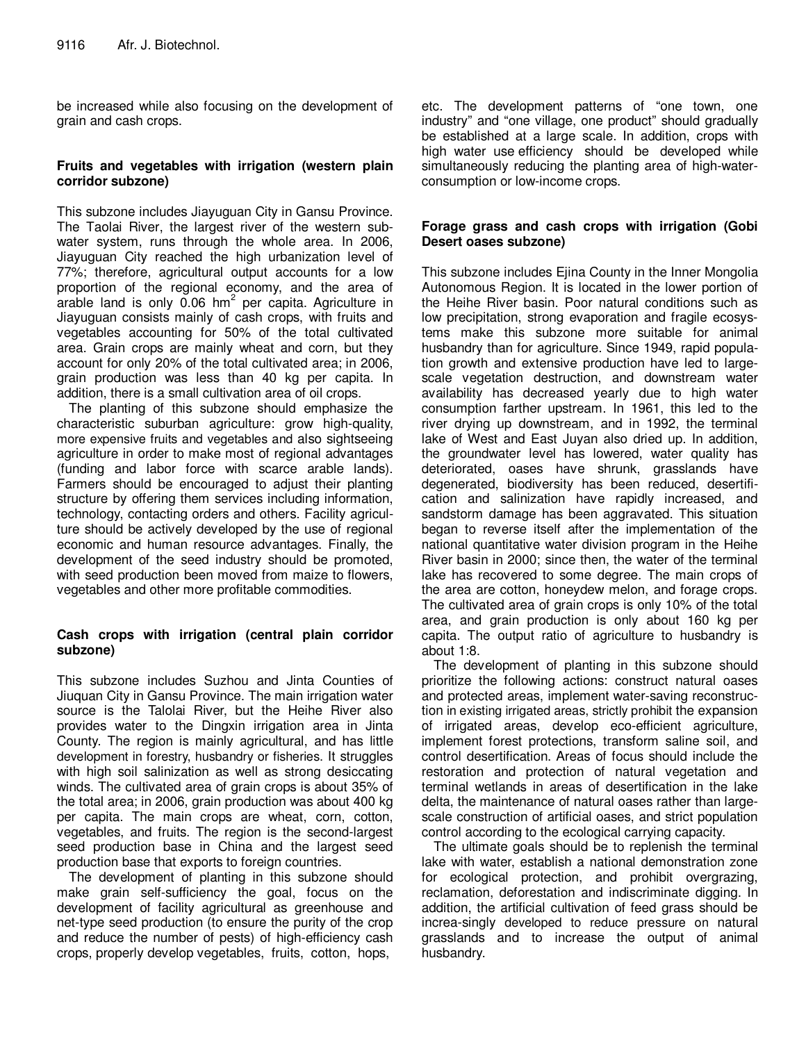be increased while also focusing on the development of grain and cash crops.

### Fruits and vegetables with irrigation (western plain corridor subzone)

This subzone includes Jiayuguan City in Gansu Province. The Taolai River, the largest river of the western sub-water system, runs through the whole area. In 2006, Jiayuguan City reached the high urbanization level of 77%; therefore, agricultural output accounts for a low proportion of the regional economy, and the area of arable land is only 0.06 $hm^2$ per capita. Agriculture in Jiayuguan consists mainly of cash crops, with fruits and vegetables accounting for 50% of the total cultivated area. Grain crops are mainly wheat and corn, but they account for only 20% of the total cultivated area; in 2006, grain production was less than 40 kg per capita. In addition, there is a small cultivation area of oil crops.

The planting of this subzone should emphasize the characteristic suburban agriculture: grow high-quality, more expensive fruits and vegetables and also sightseeing agriculture in order to make most of regional advantages (funding and labor force with scarce arable lands). Farmers should be encouraged to adjust their planting structure by offering them services including information, technology, contacting orders and others. Facility agriculture should be actively developed by the use of regional economic and human resource advantages. Finally, the development of the seed industry should be promoted, with seed production been moved from maize to flowers, vegetables and other more profitable commodities.

### Cash crops with irrigation (central plain corridor subzone)

This subzone includes Suzhou and Jinta Counties of Jiuquan City in Gansu Province. The main irrigation water source is the Talolai River, but the Heihe River also provides water to the Dingxin irrigation area in Jinta County. The region is mainly agricultural, and has little development in forestry, husbandry or fisheries. It struggles with high soil salinization as well as strong desiccating winds. The cultivated area of grain crops is about 35% of the total area; in 2006, grain production was about 400 kg per capita. The main crops are wheat, corn, cotton, vegetables, and fruits. The region is the second-largest seed production base in China and the largest seed production base that exports to foreign countries.

The development of planting in this subzone should make grain self-sufficiency the goal, focus on the development of facility agricultural as greenhouse and net-type seed production (to ensure the purity of the crop and reduce the number of pests) of high-efficiency cash crops, properly develop vegetables, fruits, cotton, hops, etc. The development patterns of "one town, one industry" and "one village, one product" should gradually be established at a large scale. In addition, crops with high water use efficiency should be developed while simultaneously reducing the planting area of high-water-consumption or low-income crops.

### Forage grass and cash crops with irrigation (Gobi Desert oases subzone)

This subzone includes Ejina County in the Inner Mongolia Autonomous Region. It is located in the lower portion of the Heihe River basin. Poor natural conditions such as low precipitation, strong evaporation and fragile ecosystems make this subzone more suitable for animal husbandry than for agriculture. Since 1949, rapid population growth and extensive production have led to large-scale vegetation destruction, and downstream water availability has decreased yearly due to high water consumption farther upstream. In 1961, this led to the river drying up downstream, and in 1992, the terminal lake of West and East Juyan also dried up. In addition, the groundwater level has lowered, water quality has deteriorated, oases have shrunk, grasslands have degenerated, biodiversity has been reduced, desertification and salinization have rapidly increased, and sandstorm damage has been aggravated. This situation began to reverse itself after the implementation of the national quantitative water division program in the Heihe River basin in 2000; since then, the water of the terminal lake has recovered to some degree. The main crops of the area are cotton, honeydew melon, and forage crops. The cultivated area of grain crops is only 10% of the total area, and grain production is only about 160 kg per capita. The output ratio of agriculture to husbandry is about 1:8.

The development of planting in this subzone should prioritize the following actions: construct natural oases and protected areas, implement water-saving reconstruction in existing irrigated areas, strictly prohibit the expansion of irrigated areas, develop eco-efficient agriculture, implement forest protections, transform saline soil, and control desertification. Areas of focus should include the restoration and protection of natural vegetation and terminal wetlands in areas of desertification in the lake delta, the maintenance of natural oases rather than large-scale construction of artificial oases, and strict population control according to the ecological carrying capacity.

The ultimate goals should be to replenish the terminal lake with water, establish a national demonstration zone for ecological protection, and prohibit overgrazing, reclamation, deforestation and indiscriminate digging. In addition, the artificial cultivation of feed grass should be increa-singly developed to reduce pressure on natural grasslands and to increase the output of animal husbandry.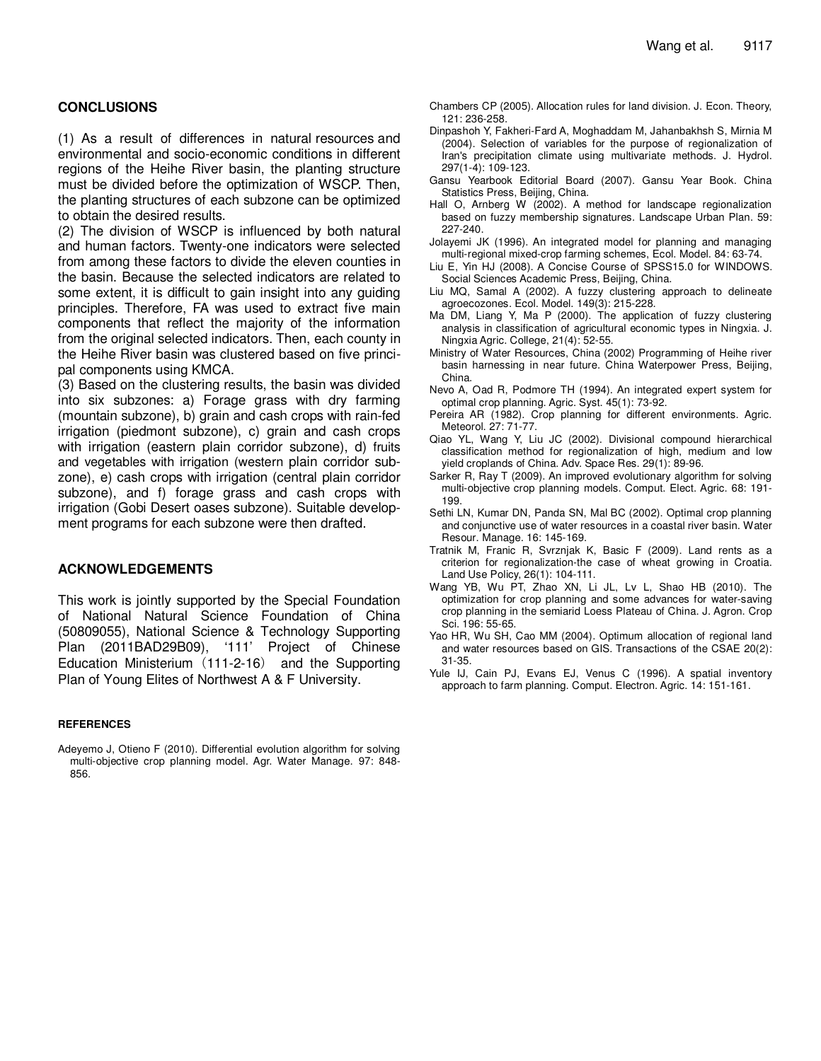## CONCLUSIONS

(1) As a result of differences in natural resources and environmental and socio-economic conditions in different regions of the Heihe River basin, the planting structure must be divided before the optimization of WSCP. Then, the planting structures of each subzone can be optimized to obtain the desired results.

(2) The division of WSCP is influenced by both natural and human factors. Twenty-one indicators were selected from among these factors to divide the eleven counties in the basin. Because the selected indicators are related to some extent, it is difficult to gain insight into any guiding principles. Therefore, FA was used to extract five main components that reflect the majority of the information from the original selected indicators. Then, each county in the Heihe River basin was clustered based on five principal components using KMCA.

(3) Based on the clustering results, the basin was divided into six subzones: a) Forage grass with dry farming (mountain subzone), b) grain and cash crops with rain-fed irrigation (piedmont subzone), c) grain and cash crops with irrigation (eastern plain corridor subzone), d) fruits and vegetables with irrigation (western plain corridor subzone), e) cash crops with irrigation (central plain corridor subzone), and f) forage grass and cash crops with irrigation (Gobi Desert oases subzone). Suitable development programs for each subzone were then drafted.

## ACKNOWLEDGEMENTS

This work is jointly supported by the Special Foundation of National Natural Science Foundation of China (50809055), National Science & Technology Supporting Plan (2011BAD29B09), '111' Project of Chinese Education Ministerium（111-2-16） and the Supporting Plan of Young Elites of Northwest A & F University.

## REFERENCES

Adeyemo J, Otieno F (2010). Differential evolution algorithm for solving multi-objective crop planning model. Agr. Water Manage. 97: 848-856.

Chambers CP (2005). Allocation rules for land division. J. Econ. Theory, 121: 236-258.

Dinpashoh Y, Fakheri-Fard A, Moghaddam M, Jahanbakhsh S, Mirnia M (2004). Selection of variables for the purpose of regionalization of Iran's precipitation climate using multivariate methods. J. Hydrol. 297(1-4): 109-123.

Gansu Yearbook Editorial Board (2007). Gansu Year Book. China Statistics Press, Beijing, China.

Hall O, Arnberg W (2002). A method for landscape regionalization based on fuzzy membership signatures. Landscape Urban Plan. 59: 227-240.

Jolayemi JK (1996). An integrated model for planning and managing multi-regional mixed-crop farming schemes, Ecol. Model. 84: 63-74.

Liu E, Yin HJ (2008). A Concise Course of SPSS15.0 for WINDOWS. Social Sciences Academic Press, Beijing, China.

Liu MQ, Samal A (2002). A fuzzy clustering approach to delineate agroecozones. Ecol. Model. 149(3): 215-228.

Ma DM, Liang Y, Ma P (2000). The application of fuzzy clustering analysis in classification of agricultural economic types in Ningxia. J. Ningxia Agric. College, 21(4): 52-55.

Ministry of Water Resources, China (2002) Programming of Heihe river basin harnessing in near future. China Waterpower Press, Beijing, China.

Nevo A, Oad R, Podmore TH (1994). An integrated expert system for optimal crop planning. Agric. Syst. 45(1): 73-92.

Pereira AR (1982). Crop planning for different environments. Agric. Meteorol. 27: 71-77.

Qiao YL, Wang Y, Liu JC (2002). Divisional compound hierarchical classification method for regionalization of high, medium and low yield croplands of China. Adv. Space Res. 29(1): 89-96.

Sarker R, Ray T (2009). An improved evolutionary algorithm for solving multi-objective crop planning models. Comput. Elect. Agric. 68: 191-199.

Sethi LN, Kumar DN, Panda SN, Mal BC (2002). Optimal crop planning and conjunctive use of water resources in a coastal river basin. Water Resour. Manage. 16: 145-169.

Tratnik M, Franic R, Svrznjak K, Basic F (2009). Land rents as a criterion for regionalization-the case of wheat growing in Croatia. Land Use Policy, 26(1): 104-111.

Wang YB, Wu PT, Zhao XN, Li JL, Lv L, Shao HB (2010). The optimization for crop planning and some advances for water-saving crop planning in the semiarid Loess Plateau of China. J. Agron. Crop Sci. 196: 55-65.

Yao HR, Wu SH, Cao MM (2004). Optimum allocation of regional land and water resources based on GIS. Transactions of the CSAE 20(2): 31-35.

Yule IJ, Cain PJ, Evans EJ, Venus C (1996). A spatial inventory approach to farm planning. Comput. Electron. Agric. 14: 151-161.